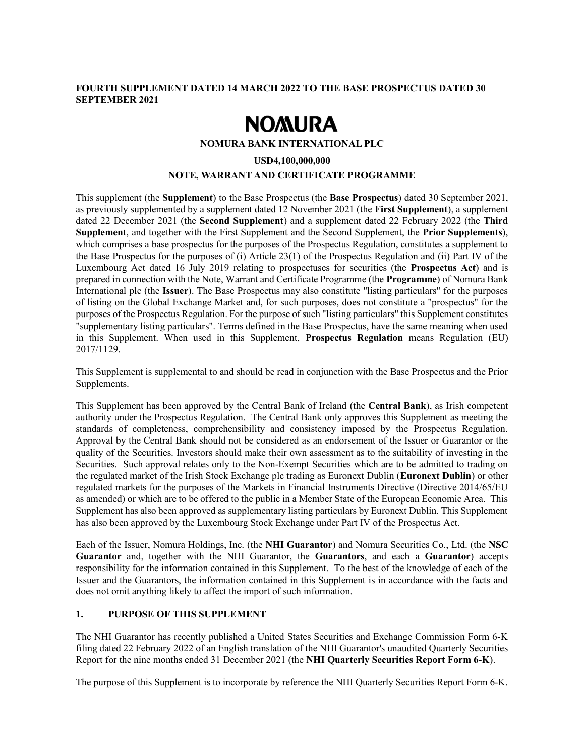**FOURTH SUPPLEMENT DATED 14 MARCH 2022 TO THE BASE PROSPECTUS DATED 30 SEPTEMBER 2021**

# NOMURA

**NOMURA BANK INTERNATIONAL PLC**

**USD4,100,000,000**

**NOTE, WARRANT AND CERTIFICATE PROGRAMME**

This supplement (the **Supplement**) to the Base Prospectus (the **Base Prospectus**) dated 30 September 2021, as previously supplemented by a supplement dated 12 November 2021 (the **First Supplement**), a supplement dated 22 December 2021 (the **Second Supplement**) and a supplement dated 22 February 2022 (the **Third Supplement**, and together with the First Supplement and the Second Supplement, the **Prior Supplements**), which comprises a base prospectus for the purposes of the Prospectus Regulation, constitutes a supplement to the Base Prospectus for the purposes of (i) Article 23(1) of the Prospectus Regulation and (ii) Part IV of the Luxembourg Act dated 16 July 2019 relating to prospectuses for securities (the **Prospectus Act**) and is prepared in connection with the Note, Warrant and Certificate Programme (the **Programme**) of Nomura Bank International plc (the **Issuer**). The Base Prospectus may also constitute "listing particulars" for the purposes of listing on the Global Exchange Market and, for such purposes, does not constitute a "prospectus" for the purposes of the Prospectus Regulation. For the purpose of such "listing particulars" this Supplement constitutes "supplementary listing particulars". Terms defined in the Base Prospectus, have the same meaning when used in this Supplement. When used in this Supplement, **Prospectus Regulation** means Regulation (EU) 2017/1129.

This Supplement is supplemental to and should be read in conjunction with the Base Prospectus and the Prior Supplements.

This Supplement has been approved by the Central Bank of Ireland (the **Central Bank**), as Irish competent authority under the Prospectus Regulation. The Central Bank only approves this Supplement as meeting the standards of completeness, comprehensibility and consistency imposed by the Prospectus Regulation. Approval by the Central Bank should not be considered as an endorsement of the Issuer or Guarantor or the quality of the Securities. Investors should make their own assessment as to the suitability of investing in the Securities. Such approval relates only to the Non-Exempt Securities which are to be admitted to trading on the regulated market of the Irish Stock Exchange plc trading as Euronext Dublin (**Euronext Dublin**) or other regulated markets for the purposes of the Markets in Financial Instruments Directive (Directive 2014/65/EU as amended) or which are to be offered to the public in a Member State of the European Economic Area. This Supplement has also been approved as supplementary listing particulars by Euronext Dublin. This Supplement has also been approved by the Luxembourg Stock Exchange under Part IV of the Prospectus Act.

Each of the Issuer, Nomura Holdings, Inc. (the **NHI Guarantor**) and Nomura Securities Co., Ltd. (the **NSC Guarantor** and, together with the NHI Guarantor, the **Guarantors**, and each a **Guarantor**) accepts responsibility for the information contained in this Supplement. To the best of the knowledge of each of the Issuer and the Guarantors, the information contained in this Supplement is in accordance with the facts and does not omit anything likely to affect the import of such information.

## 1. PURPOSE OF THIS SUPPLEMENT

The NHI Guarantor has recently published a United States Securities and Exchange Commission Form 6-K filing dated 22 February 2022 of an English translation of the NHI Guarantor's unaudited Quarterly Securities Report for the nine months ended 31 December 2021 (the **NHI Quarterly Securities Report Form 6-K**).

The purpose of this Supplement is to incorporate by reference the NHI Quarterly Securities Report Form 6-K.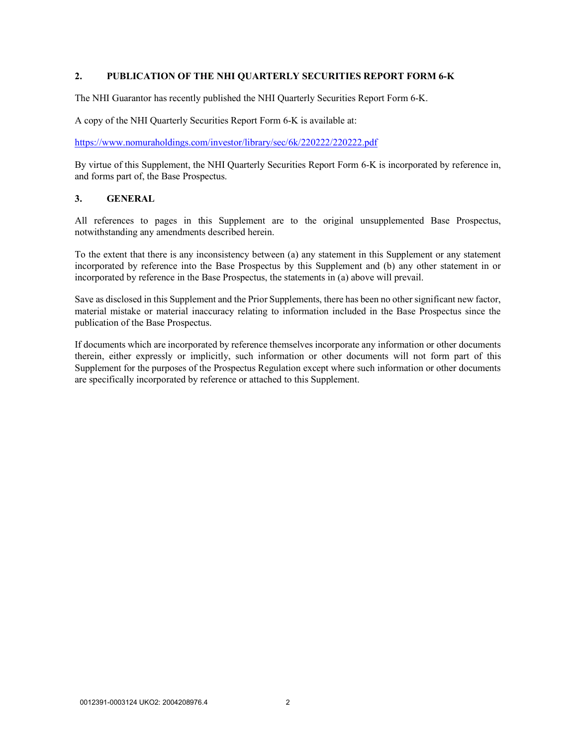## 2. PUBLICATION OF THE NHI QUARTERLY SECURITIES REPORT FORM 6-K

The NHI Guarantor has recently published the NHI Quarterly Securities Report Form 6-K.

A copy of the NHI Quarterly Securities Report Form 6-K is available at:

https://www.nomuraholdings.com/investor/library/sec/6k/220222/220222.pdf

By virtue of this Supplement, the NHI Quarterly Securities Report Form 6-K is incorporated by reference in, and forms part of, the Base Prospectus.

## 3. GENERAL

All references to pages in this Supplement are to the original unsupplemented Base Prospectus, notwithstanding any amendments described herein.

To the extent that there is any inconsistency between (a) any statement in this Supplement or any statement incorporated by reference into the Base Prospectus by this Supplement and (b) any other statement in or incorporated by reference in the Base Prospectus, the statements in (a) above will prevail.

Save as disclosed in this Supplement and the Prior Supplements, there has been no other significant new factor, material mistake or material inaccuracy relating to information included in the Base Prospectus since the publication of the Base Prospectus.

If documents which are incorporated by reference themselves incorporate any information or other documents therein, either expressly or implicitly, such information or other documents will not form part of this Supplement for the purposes of the Prospectus Regulation except where such information or other documents are specifically incorporated by reference or attached to this Supplement.